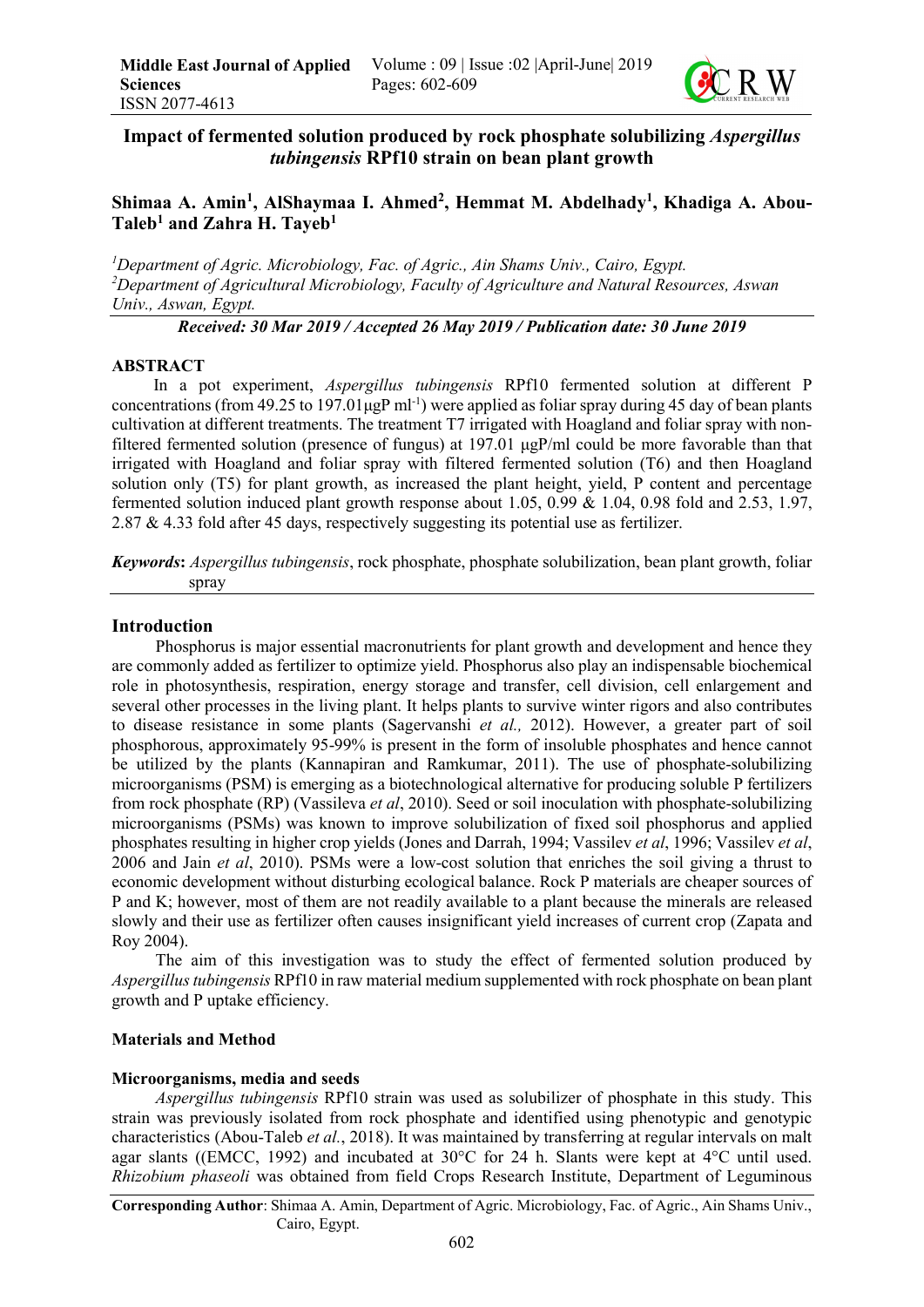# Impact of fermented solution produced by rock phosphate solubilizing *Aspergillus tubingensis* RPf10 strain on bean plant growth

**Shimaa A. Amin[1], AlShaymaa I. Ahmed[2], Hemmat M. Abdelhady[1], Khadiga A. Abou-Taleb[1] and Zahra H. Tayeb[1]**

*[1]Department of Agric. Microbiology, Fac. of Agric., Ain Shams Univ., Cairo, Egypt.*
*[2]Department of Agricultural Microbiology, Faculty of Agriculture and Natural Resources, Aswan Univ., Aswan, Egypt.*

***Received: 30 Mar 2019 / Accepted 26 May 2019 / Publication date: 30 June 2019***

## ABSTRACT

In a pot experiment, *Aspergillus tubingensis* RPf10 fermented solution at different P concentrations (from 49.25 to 197.01µgP $ml^{-1}$) were applied as foliar spray during 45 day of bean plants cultivation at different treatments. The treatment T7 irrigated with Hoagland and foliar spray with non-filtered fermented solution (presence of fungus) at 197.01 µgP/ml could be more favorable than that irrigated with Hoagland and foliar spray with filtered fermented solution (T6) and then Hoagland solution only (T5) for plant growth, as increased the plant height, yield, P content and percentage fermented solution induced plant growth response about 1.05, 0.99 & 1.04, 0.98 fold and 2.53, 1.97, 2.87 & 4.33 fold after 45 days, respectively suggesting its potential use as fertilizer.

***Keywords*:** *Aspergillus tubingensis*, rock phosphate, phosphate solubilization, bean plant growth, foliar spray

## Introduction

Phosphorus is major essential macronutrients for plant growth and development and hence they are commonly added as fertilizer to optimize yield. Phosphorus also play an indispensable biochemical role in photosynthesis, respiration, energy storage and transfer, cell division, cell enlargement and several other processes in the living plant. It helps plants to survive winter rigors and also contributes to disease resistance in some plants (Sagervanshi *et al.,* 2012). However, a greater part of soil phosphorous, approximately 95-99% is present in the form of insoluble phosphates and hence cannot be utilized by the plants (Kannapiran and Ramkumar, 2011). The use of phosphate-solubilizing microorganisms (PSM) is emerging as a biotechnological alternative for producing soluble P fertilizers from rock phosphate (RP) (Vassileva *et al*, 2010). Seed or soil inoculation with phosphate-solubilizing microorganisms (PSMs) was known to improve solubilization of fixed soil phosphorus and applied phosphates resulting in higher crop yields (Jones and Darrah, 1994; Vassilev *et al*, 1996; Vassilev *et al*, 2006 and Jain *et al*, 2010). PSMs were a low-cost solution that enriches the soil giving a thrust to economic development without disturbing ecological balance. Rock P materials are cheaper sources of P and K; however, most of them are not readily available to a plant because the minerals are released slowly and their use as fertilizer often causes insignificant yield increases of current crop (Zapata and Roy 2004).

The aim of this investigation was to study the effect of fermented solution produced by *Aspergillus tubingensis* RPf10 in raw material medium supplemented with rock phosphate on bean plant growth and P uptake efficiency.

## Materials and Method

### Microorganisms, media and seeds

*Aspergillus tubingensis* RPf10 strain was used as solubilizer of phosphate in this study. This strain was previously isolated from rock phosphate and identified using phenotypic and genotypic characteristics (Abou-Taleb *et al.*, 2018). It was maintained by transferring at regular intervals on malt agar slants ((EMCC, 1992) and incubated at 30°C for 24 h. Slants were kept at 4°C until used. *Rhizobium phaseoli* was obtained from field Crops Research Institute, Department of Leguminous

**Corresponding Author**: Shimaa A. Amin, Department of Agric. Microbiology, Fac. of Agric., Ain Shams Univ., Cairo, Egypt.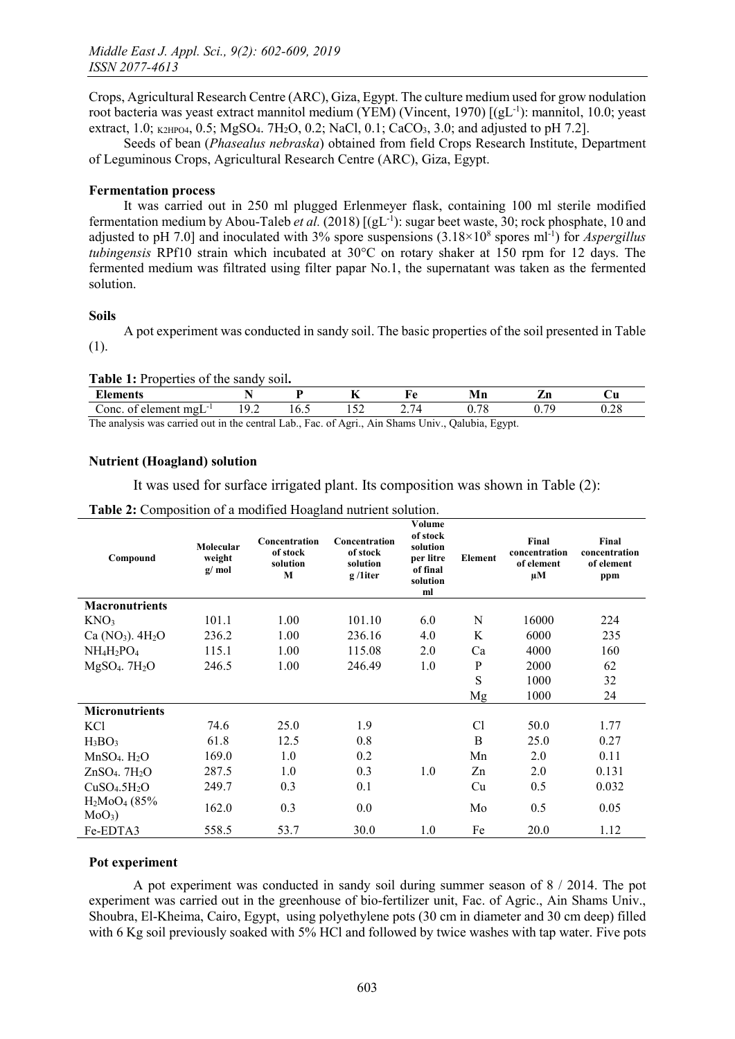Crops, Agricultural Research Centre (ARC), Giza, Egypt. The culture medium used for grow nodulation root bacteria was yeast extract mannitol medium (YEM) (Vincent, 1970) [($gL^{-1}$): mannitol, 10.0; yeast extract, 1.0; $K_2HPO_4$, 0.5; $MgSO_4.7H_2O$, 0.2; NaCl, 0.1; $CaCO_3$, 3.0; and adjusted to pH 7.2].

Seeds of bean (*Phasealus nebraska*) obtained from field Crops Research Institute, Department of Leguminous Crops, Agricultural Research Centre (ARC), Giza, Egypt.

**Fermentation process**

It was carried out in 250 ml plugged Erlenmeyer flask, containing 100 ml sterile modified fermentation medium by Abou-Taleb *et al.* (2018) [($gL^{-1}$): sugar beet waste, 30; rock phosphate, 10 and adjusted to pH 7.0] and inoculated with 3% spore suspensions ($3.18\times10^8$ spores $ml^{-1}$) for *Aspergillus tubingensis* RPf10 strain which incubated at 30°C on rotary shaker at 150 rpm for 12 days. The fermented medium was filtrated using filter papar No.1, the supernatant was taken as the fermented solution.

**Soils**

A pot experiment was conducted in sandy soil. The basic properties of the soil presented in Table (1).

**Table 1:** Properties of the sandy soil**.**

| Elements | N | P | K | Fe | Mn | Zn | Cu |
|---|---|---|---|---|---|---|---|
| Conc. of element $mgL^{-1}$ | 19.2 | 16.5 | 152 | 2.74 | 0.78 | 0.79 | 0.28 |

The analysis was carried out in the central Lab., Fac. of Agri., Ain Shams Univ., Qalubia, Egypt.

**Nutrient (Hoagland) solution**

It was used for surface irrigated plant. Its composition was shown in Table (2):

**Table 2:** Composition of a modified Hoagland nutrient solution.

| Compound | Molecular weight g/ mol | Concentration of stock solution M | Concentration of stock solution g /1liter | Volume of stock solution per litre of final solution ml | Element | Final concentration of element µM | Final concentration of element ppm |
|---|---|---|---|---|---|---|---|
| **Macronutrients** | | | | | | | |
| $KNO_3$ | 101.1 | 1.00 | 101.10 | 6.0 | N | 16000 | 224 |
| $Ca(NO_3).4H_2O$ | 236.2 | 1.00 | 236.16 | 4.0 | K | 6000 | 235 |
| $NH_4H_2PO_4$ | 115.1 | 1.00 | 115.08 | 2.0 | Ca | 4000 | 160 |
| $MgSO_4.7H_2O$ | 246.5 | 1.00 | 246.49 | 1.0 | P | 2000 | 62 |
| | | | | | S | 1000 | 32 |
| | | | | | Mg | 1000 | 24 |
| **Micronutrients** | | | | | | | |
| KCl | 74.6 | 25.0 | 1.9 | | Cl | 50.0 | 1.77 |
| $H_3BO_3$ | 61.8 | 12.5 | 0.8 | | B | 25.0 | 0.27 |
| $MnSO_4.H_2O$ | 169.0 | 1.0 | 0.2 | | Mn | 2.0 | 0.11 |
| $ZnSO_4.7H_2O$ | 287.5 | 1.0 | 0.3 | 1.0 | Zn | 2.0 | 0.131 |
| $CuSO_4.5H_2O$ | 249.7 | 0.3 | 0.1 | | Cu | 0.5 | 0.032 |
| $H_2MoO_4$ (85% $MoO_3$) | 162.0 | 0.3 | 0.0 | | Mo | 0.5 | 0.05 |
| Fe-EDTA3 | 558.5 | 53.7 | 30.0 | 1.0 | Fe | 20.0 | 1.12 |

**Pot experiment**

A pot experiment was conducted in sandy soil during summer season of 8 / 2014. The pot experiment was carried out in the greenhouse of bio-fertilizer unit, Fac. of Agric., Ain Shams Univ., Shoubra, El-Kheima, Cairo, Egypt, using polyethylene pots (30 cm in diameter and 30 cm deep) filled with 6 Kg soil previously soaked with 5% HCl and followed by twice washes with tap water. Five pots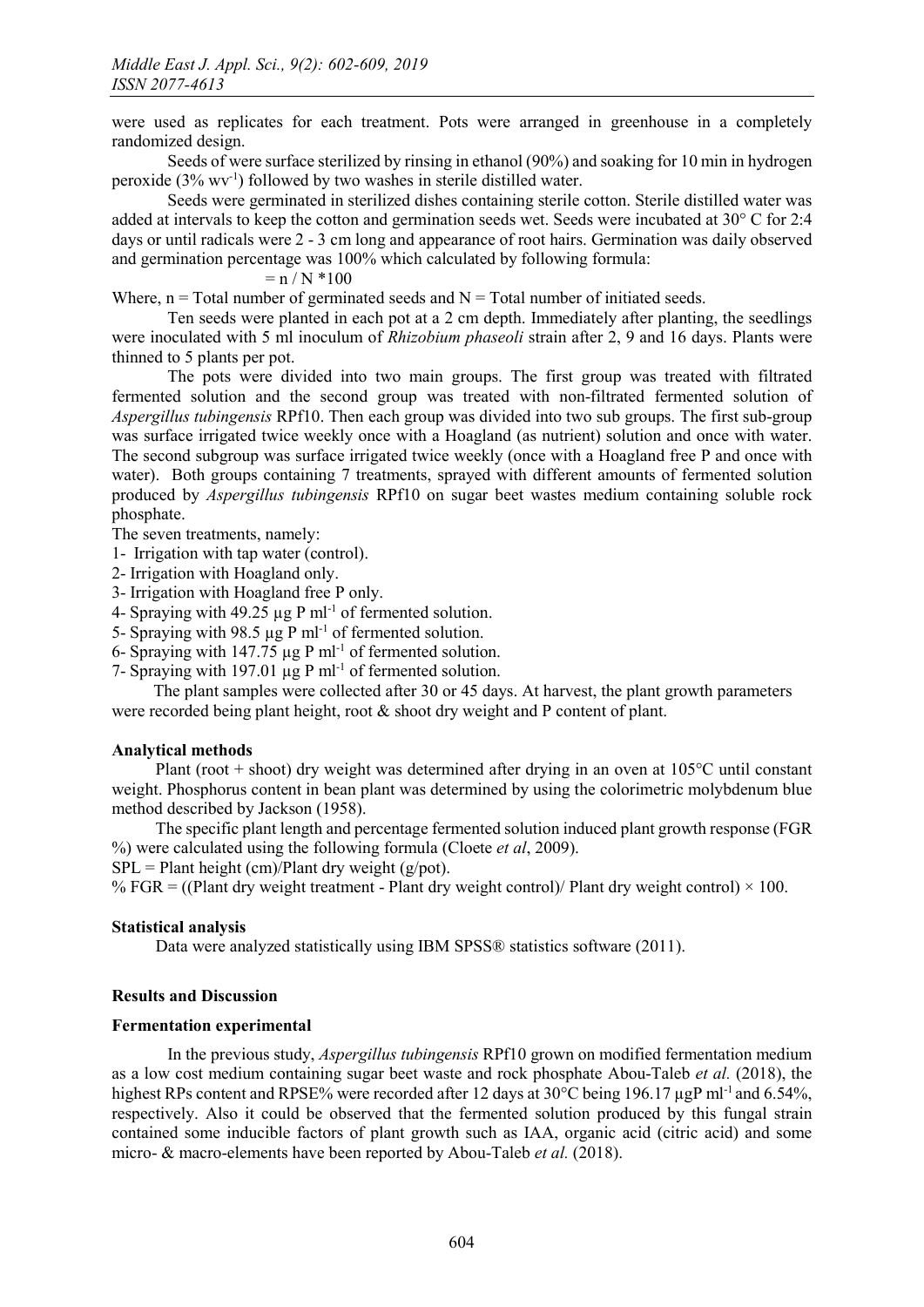were used as replicates for each treatment. Pots were arranged in greenhouse in a completely randomized design.

Seeds of were surface sterilized by rinsing in ethanol (90%) and soaking for 10 min in hydrogen peroxide (3% $wv^{-1}$) followed by two washes in sterile distilled water.

Seeds were germinated in sterilized dishes containing sterile cotton. Sterile distilled water was added at intervals to keep the cotton and germination seeds wet. Seeds were incubated at 30° C for 2:4 days or until radicals were 2 - 3 cm long and appearance of root hairs. Germination was daily observed and germination percentage was 100% which calculated by following formula:

$$= n / N * 100$$

Where, n = Total number of germinated seeds and N = Total number of initiated seeds.

Ten seeds were planted in each pot at a 2 cm depth. Immediately after planting, the seedlings were inoculated with 5 ml inoculum of *Rhizobium phaseoli* strain after 2, 9 and 16 days. Plants were thinned to 5 plants per pot.

The pots were divided into two main groups. The first group was treated with filtrated fermented solution and the second group was treated with non-filtrated fermented solution of *Aspergillus tubingensis* RPf10. Then each group was divided into two sub groups. The first sub-group was surface irrigated twice weekly once with a Hoagland (as nutrient) solution and once with water. The second subgroup was surface irrigated twice weekly (once with a Hoagland free P and once with water). Both groups containing 7 treatments, sprayed with different amounts of fermented solution produced by *Aspergillus tubingensis* RPf10 on sugar beet wastes medium containing soluble rock phosphate.

The seven treatments, namely:

1- Irrigation with tap water (control).
2- Irrigation with Hoagland only.
3- Irrigation with Hoagland free P only.
4- Spraying with 49.25 µg P $ml^{-1}$ of fermented solution.
5- Spraying with 98.5 µg P $ml^{-1}$ of fermented solution.
6- Spraying with 147.75 µg P $ml^{-1}$ of fermented solution.
7- Spraying with 197.01 µg P $ml^{-1}$ of fermented solution.

The plant samples were collected after 30 or 45 days. At harvest, the plant growth parameters were recorded being plant height, root & shoot dry weight and P content of plant.

### Analytical methods

Plant (root + shoot) dry weight was determined after drying in an oven at 105°C until constant weight. Phosphorus content in bean plant was determined by using the colorimetric molybdenum blue method described by Jackson (1958).

The specific plant length and percentage fermented solution induced plant growth response (FGR %) were calculated using the following formula (Cloete *et al*, 2009).

SPL = Plant height (cm)/Plant dry weight (g/pot).

% FGR = ((Plant dry weight treatment - Plant dry weight control)/ Plant dry weight control) × 100.

### Statistical analysis

Data were analyzed statistically using IBM SPSS® statistics software (2011).

## Results and Discussion

### Fermentation experimental

In the previous study, *Aspergillus tubingensis* RPf10 grown on modified fermentation medium as a low cost medium containing sugar beet waste and rock phosphate Abou-Taleb *et al.* (2018), the highest RPs content and RPSE% were recorded after 12 days at 30°C being 196.17 µgP $ml^{-1}$ and 6.54%, respectively. Also it could be observed that the fermented solution produced by this fungal strain contained some inducible factors of plant growth such as IAA, organic acid (citric acid) and some micro- & macro-elements have been reported by Abou-Taleb *et al.* (2018).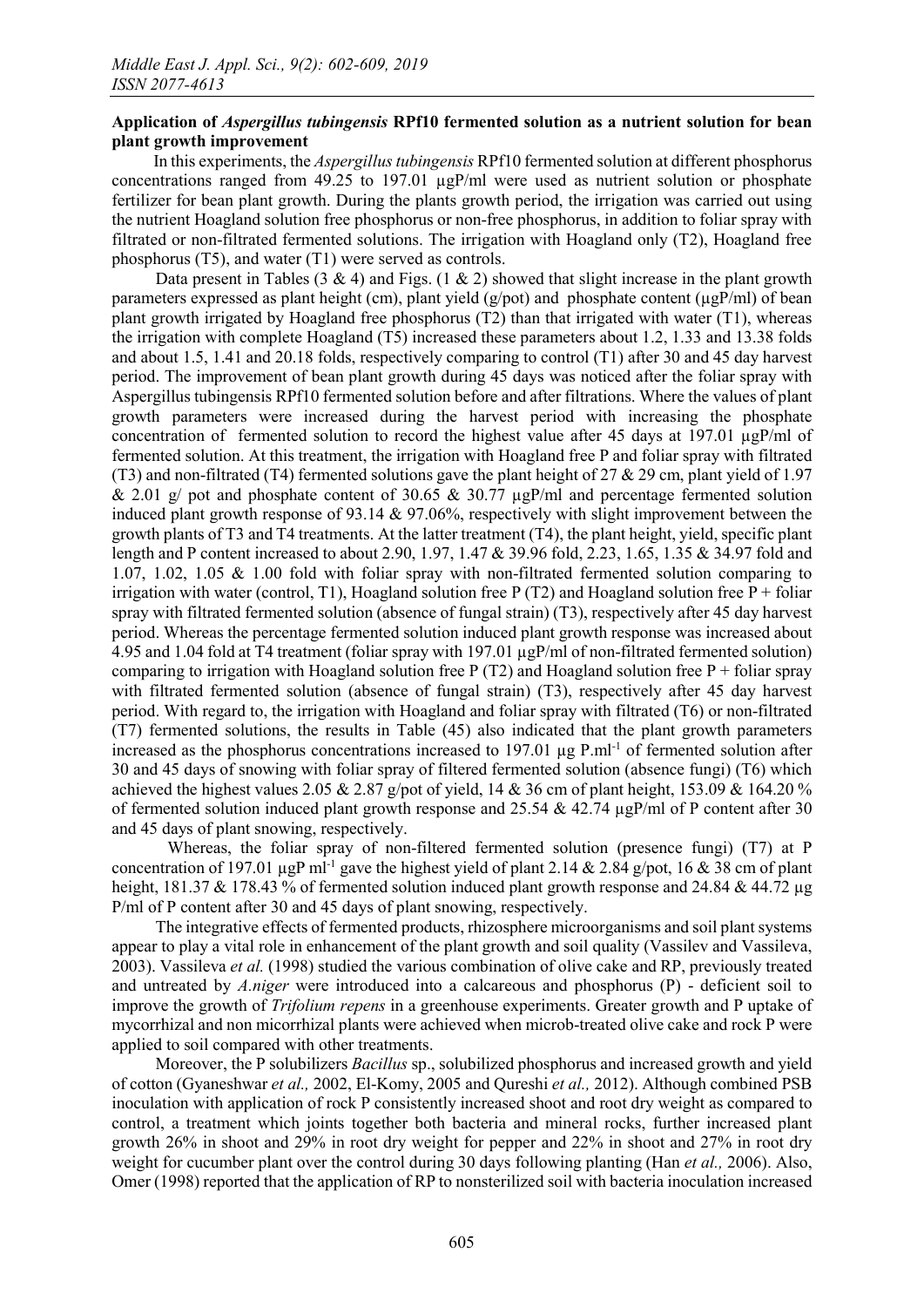**Application of *Aspergillus tubingensis* RPf10 fermented solution as a nutrient solution for bean plant growth improvement**

In this experiments, the *Aspergillus tubingensis* RPf10 fermented solution at different phosphorus concentrations ranged from 49.25 to 197.01 µgP/ml were used as nutrient solution or phosphate fertilizer for bean plant growth. During the plants growth period, the irrigation was carried out using the nutrient Hoagland solution free phosphorus or non-free phosphorus, in addition to foliar spray with filtrated or non-filtrated fermented solutions. The irrigation with Hoagland only (T2), Hoagland free phosphorus (T5), and water (T1) were served as controls.

Data present in Tables (3 & 4) and Figs. (1 & 2) showed that slight increase in the plant growth parameters expressed as plant height (cm), plant yield (g/pot) and phosphate content (µgP/ml) of bean plant growth irrigated by Hoagland free phosphorus (T2) than that irrigated with water (T1), whereas the irrigation with complete Hoagland (T5) increased these parameters about 1.2, 1.33 and 13.38 folds and about 1.5, 1.41 and 20.18 folds, respectively comparing to control (T1) after 30 and 45 day harvest period. The improvement of bean plant growth during 45 days was noticed after the foliar spray with Aspergillus tubingensis RPf10 fermented solution before and after filtrations. Where the values of plant growth parameters were increased during the harvest period with increasing the phosphate concentration of fermented solution to record the highest value after 45 days at 197.01 µgP/ml of fermented solution. At this treatment, the irrigation with Hoagland free P and foliar spray with filtrated (T3) and non-filtrated (T4) fermented solutions gave the plant height of 27 & 29 cm, plant yield of 1.97 & 2.01 g/ pot and phosphate content of 30.65 & 30.77 µgP/ml and percentage fermented solution induced plant growth response of 93.14 & 97.06%, respectively with slight improvement between the growth plants of T3 and T4 treatments. At the latter treatment (T4), the plant height, yield, specific plant length and P content increased to about 2.90, 1.97, 1.47 & 39.96 fold, 2.23, 1.65, 1.35 & 34.97 fold and 1.07, 1.02, 1.05 & 1.00 fold with foliar spray with non-filtrated fermented solution comparing to irrigation with water (control, T1), Hoagland solution free P (T2) and Hoagland solution free P + foliar spray with filtrated fermented solution (absence of fungal strain) (T3), respectively after 45 day harvest period. Whereas the percentage fermented solution induced plant growth response was increased about 4.95 and 1.04 fold at T4 treatment (foliar spray with 197.01 µgP/ml of non-filtrated fermented solution) comparing to irrigation with Hoagland solution free P (T2) and Hoagland solution free P + foliar spray with filtrated fermented solution (absence of fungal strain) (T3), respectively after 45 day harvest period. With regard to, the irrigation with Hoagland and foliar spray with filtrated (T6) or non-filtrated (T7) fermented solutions, the results in Table (45) also indicated that the plant growth parameters increased as the phosphorus concentrations increased to 197.01 µg P.ml$^{-1}$ of fermented solution after 30 and 45 days of snowing with foliar spray of filtered fermented solution (absence fungi) (T6) which achieved the highest values 2.05 & 2.87 g/pot of yield, 14 & 36 cm of plant height, 153.09 & 164.20 % of fermented solution induced plant growth response and 25.54 & 42.74 µgP/ml of P content after 30 and 45 days of plant snowing, respectively.

Whereas, the foliar spray of non-filtered fermented solution (presence fungi) (T7) at P concentration of 197.01 µgP ml$^{-1}$ gave the highest yield of plant 2.14 & 2.84 g/pot, 16 & 38 cm of plant height, 181.37 & 178.43 % of fermented solution induced plant growth response and 24.84 & 44.72 µg P/ml of P content after 30 and 45 days of plant snowing, respectively.

The integrative effects of fermented products, rhizosphere microorganisms and soil plant systems appear to play a vital role in enhancement of the plant growth and soil quality (Vassilev and Vassileva, 2003). Vassileva *et al.* (1998) studied the various combination of olive cake and RP, previously treated and untreated by *A.niger* were introduced into a calcareous and phosphorus (P) - deficient soil to improve the growth of *Trifolium repens* in a greenhouse experiments. Greater growth and P uptake of mycorrhizal and non micorrhizal plants were achieved when microb-treated olive cake and rock P were applied to soil compared with other treatments.

Moreover, the P solubilizers *Bacillus* sp., solubilized phosphorus and increased growth and yield of cotton (Gyaneshwar *et al.,* 2002, El-Komy, 2005 and Qureshi *et al.,* 2012). Although combined PSB inoculation with application of rock P consistently increased shoot and root dry weight as compared to control, a treatment which joints together both bacteria and mineral rocks, further increased plant growth 26% in shoot and 29% in root dry weight for pepper and 22% in shoot and 27% in root dry weight for cucumber plant over the control during 30 days following planting (Han *et al.,* 2006). Also, Omer (1998) reported that the application of RP to nonsterilized soil with bacteria inoculation increased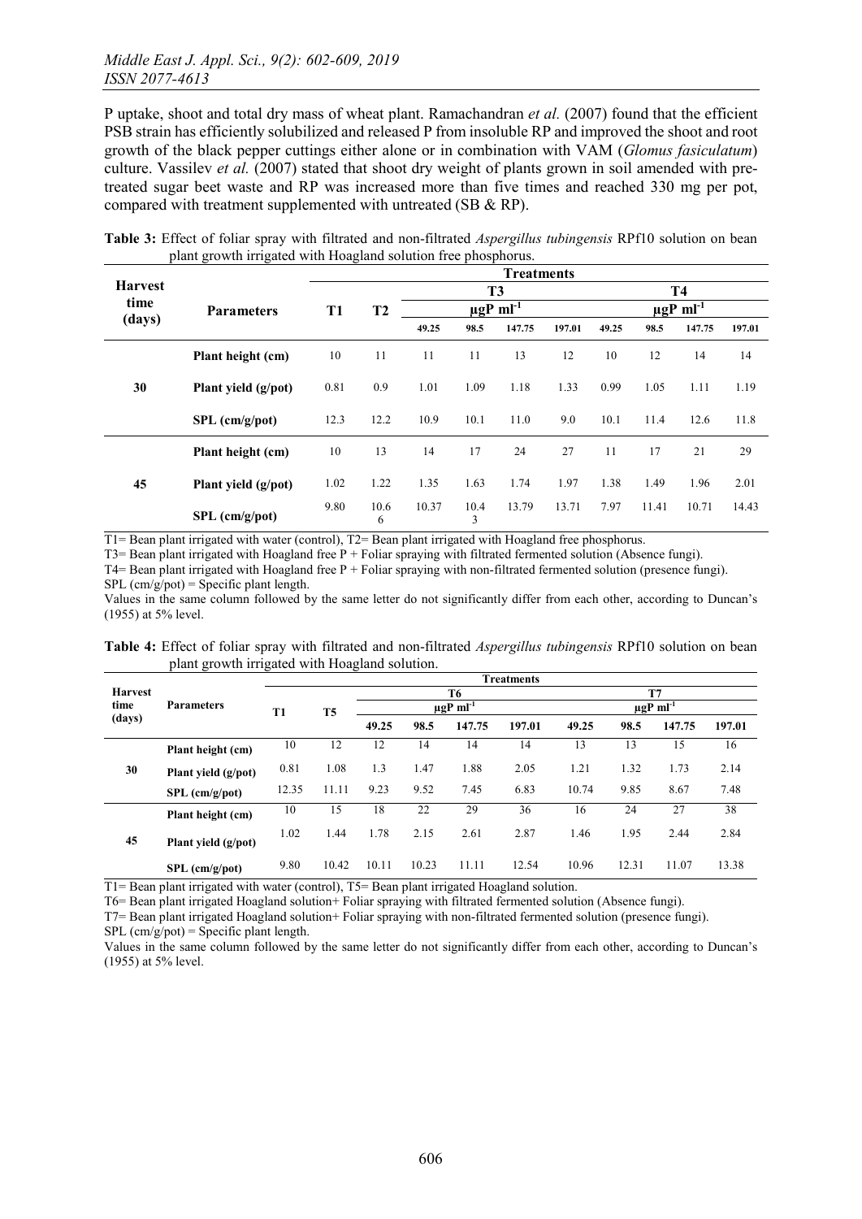P uptake, shoot and total dry mass of wheat plant. Ramachandran *et al.* (2007) found that the efficient PSB strain has efficiently solubilized and released P from insoluble RP and improved the shoot and root growth of the black pepper cuttings either alone or in combination with VAM (*Glomus fasiculatum*) culture. Vassilev *et al.* (2007) stated that shoot dry weight of plants grown in soil amended with pre-treated sugar beet waste and RP was increased more than five times and reached 330 mg per pot, compared with treatment supplemented with untreated (SB & RP).

**Table 3:** Effect of foliar spray with filtrated and non-filtrated *Aspergillus tubingensis* RPf10 solution on bean plant growth irrigated with Hoagland solution free phosphorus.

| Harvest time (days) | Parameters | Treatments | | | | | | | | | |
|---|---|---|---|---|---|---|---|---|---|---|---|
| | | T1 | T2 | T3 | | | | T4 | | | |
| | | | | $\mu gP\ ml^{-1}$ | | | | $\mu gP\ ml^{-1}$ | | | |
| | | | | 49.25 | 98.5 | 147.75 | 197.01 | 49.25 | 98.5 | 147.75 | 197.01 |
| 30 | Plant height (cm) | 10 | 11 | 11 | 11 | 13 | 12 | 10 | 12 | 14 | 14 |
| | Plant yield (g/pot) | 0.81 | 0.9 | 1.01 | 1.09 | 1.18 | 1.33 | 0.99 | 1.05 | 1.11 | 1.19 |
| | SPL (cm/g/pot) | 12.3 | 12.2 | 10.9 | 10.1 | 11.0 | 9.0 | 10.1 | 11.4 | 12.6 | 11.8 |
| 45 | Plant height (cm) | 10 | 13 | 14 | 17 | 24 | 27 | 11 | 17 | 21 | 29 |
| | Plant yield (g/pot) | 1.02 | 1.22 | 1.35 | 1.63 | 1.74 | 1.97 | 1.38 | 1.49 | 1.96 | 2.01 |
| | SPL (cm/g/pot) | 9.80 | 10.66 | 10.37 | 10.43 | 13.79 | 13.71 | 7.97 | 11.41 | 10.71 | 14.43 |

T1= Bean plant irrigated with water (control), T2= Bean plant irrigated with Hoagland free phosphorus.
T3= Bean plant irrigated with Hoagland free P + Foliar spraying with filtrated fermented solution (Absence fungi).
T4= Bean plant irrigated with Hoagland free P + Foliar spraying with non-filtrated fermented solution (presence fungi).
SPL (cm/g/pot) = Specific plant length.
Values in the same column followed by the same letter do not significantly differ from each other, according to Duncan's (1955) at 5% level.

**Table 4:** Effect of foliar spray with filtrated and non-filtrated *Aspergillus tubingensis* RPf10 solution on bean plant growth irrigated with Hoagland solution.

| Harvest time (days) | Parameters | Treatments | | | | | | | | | |
|---|---|---|---|---|---|---|---|---|---|---|---|
| | | T1 | T5 | T6 | | | | T7 | | | |
| | | | | $\mu gP\ ml^{-1}$ | | | | $\mu gP\ ml^{-1}$ | | | |
| | | | | 49.25 | 98.5 | 147.75 | 197.01 | 49.25 | 98.5 | 147.75 | 197.01 |
| 30 | Plant height (cm) | 10 | 12 | 12 | 14 | 14 | 14 | 13 | 13 | 15 | 16 |
| | Plant yield (g/pot) | 0.81 | 1.08 | 1.3 | 1.47 | 1.88 | 2.05 | 1.21 | 1.32 | 1.73 | 2.14 |
| | SPL (cm/g/pot) | 12.35 | 11.11 | 9.23 | 9.52 | 7.45 | 6.83 | 10.74 | 9.85 | 8.67 | 7.48 |
| 45 | Plant height (cm) | 10 | 15 | 18 | 22 | 29 | 36 | 16 | 24 | 27 | 38 |
| | Plant yield (g/pot) | 1.02 | 1.44 | 1.78 | 2.15 | 2.61 | 2.87 | 1.46 | 1.95 | 2.44 | 2.84 |
| | SPL (cm/g/pot) | 9.80 | 10.42 | 10.11 | 10.23 | 11.11 | 12.54 | 10.96 | 12.31 | 11.07 | 13.38 |

T1= Bean plant irrigated with water (control), T5= Bean plant irrigated Hoagland solution.
T6= Bean plant irrigated Hoagland solution+ Foliar spraying with filtrated fermented solution (Absence fungi).
T7= Bean plant irrigated Hoagland solution+ Foliar spraying with non-filtrated fermented solution (presence fungi).
SPL (cm/g/pot) = Specific plant length.
Values in the same column followed by the same letter do not significantly differ from each other, according to Duncan's (1955) at 5% level.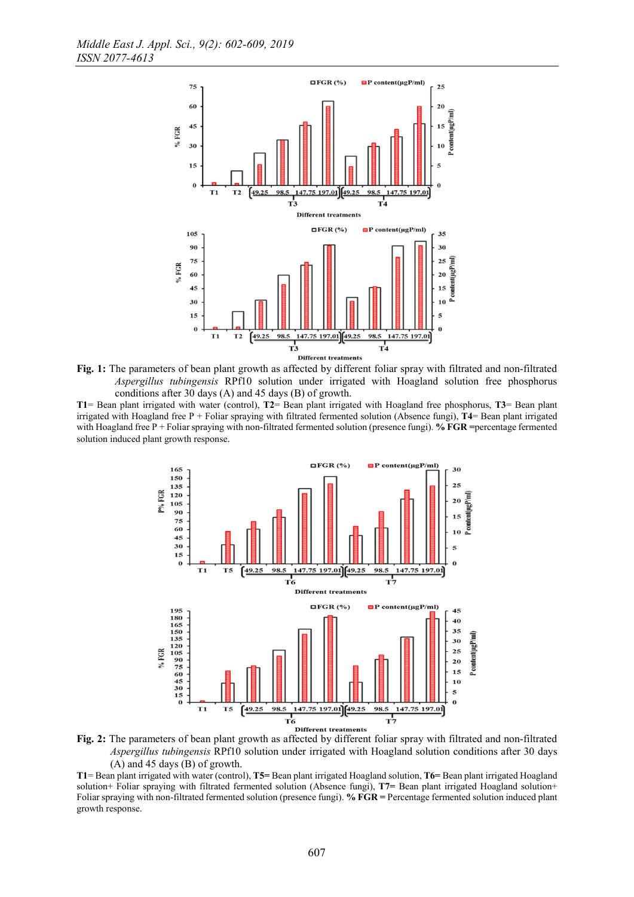□FGR (%) ■P content(µgP/ml)

75
60
45
30
15
0

% FGR

25
20
15
10
5
0

P content(µgP/ml)

T1 T2 49.25 98.5 147.75 197.01 49.25 98.5 147.75 197.01

T3 T4

Different treatments

□FGR (%) ■P content(µgP/ml)

105
90
75
60
45
30
15
0

% FGR

35
30
25
20
15
10
5
0

P content(µgP/ml)

T1 T2 49.25 98.5 147.75 197.01 49.25 98.5 147.75 197.01

T3 T4

Different treatments

**Fig. 1:** The parameters of bean plant growth as affected by different foliar spray with filtrated and non-filtrated *Aspergillus tubingensis* RPf10 solution under irrigated with Hoagland solution free phosphorus conditions after 30 days (A) and 45 days (B) of growth.

**T1**= Bean plant irrigated with water (control), **T2**= Bean plant irrigated with Hoagland free phosphorus, **T3**= Bean plant irrigated with Hoagland free P + Foliar spraying with filtrated fermented solution (Absence fungi), **T4**= Bean plant irrigated with Hoagland free P + Foliar spraying with non-filtrated fermented solution (presence fungi). **% FGR =**percentage fermented solution induced plant growth response.

□FGR (%) ■P content(µgP/ml)

165
150
135
120
105
90
75
60
45
30
15
0

P% FGR

30
25
20
15
10
5
0

P content(µgP/ml)

T1 T5 49.25 98.5 147.75 197.01 49.25 98.5 147.75 197.01

T6 T7

Different treatments

□FGR (%) ■P content(µgP/ml)

195
180
165
150
135
120
105
90
75
60
45
30
15
0

% FGR

45
40
35
30
25
20
15
10
5
0

P content(µgP/ml)

T1 T5 49.25 98.5 147.75 197.01 49.25 98.5 147.75 197.01

T6 T7

Different treatments

**Fig. 2:** The parameters of bean plant growth as affected by different foliar spray with filtrated and non-filtrated *Aspergillus tubingensis* RPf10 solution under irrigated with Hoagland solution conditions after 30 days (A) and 45 days (B) of growth.

**T1**= Bean plant irrigated with water (control), **T5=** Bean plant irrigated Hoagland solution, **T6=** Bean plant irrigated Hoagland solution+ Foliar spraying with filtrated fermented solution (Absence fungi), **T7=** Bean plant irrigated Hoagland solution+ Foliar spraying with non-filtrated fermented solution (presence fungi). **% FGR =** Percentage fermented solution induced plant growth response.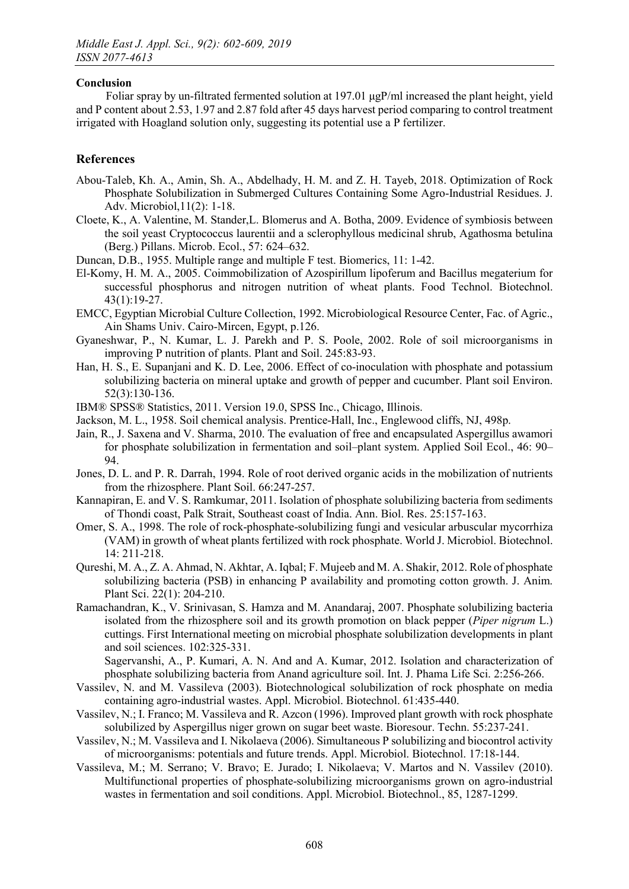**Conclusion**

Foliar spray by un-filtrated fermented solution at 197.01 µgP/ml increased the plant height, yield and P content about 2.53, 1.97 and 2.87 fold after 45 days harvest period comparing to control treatment irrigated with Hoagland solution only, suggesting its potential use a P fertilizer.

## References

Abou-Taleb, Kh. A., Amin, Sh. A., Abdelhady, H. M. and Z. H. Tayeb, 2018. Optimization of Rock Phosphate Solubilization in Submerged Cultures Containing Some Agro-Industrial Residues. J. Adv. Microbiol,11(2): 1-18.

Cloete, K., A. Valentine, M. Stander,L. Blomerus and A. Botha, 2009. Evidence of symbiosis between the soil yeast Cryptococcus laurentii and a sclerophyllous medicinal shrub, Agathosma betulina (Berg.) Pillans. Microb. Ecol., 57: 624–632.

Duncan, D.B., 1955. Multiple range and multiple F test. Biomerics, 11: 1-42.

El-Komy, H. M. A., 2005. Coimmobilization of Azospirillum lipoferum and Bacillus megaterium for successful phosphorus and nitrogen nutrition of wheat plants. Food Technol. Biotechnol. 43(1):19-27.

EMCC, Egyptian Microbial Culture Collection, 1992. Microbiological Resource Center, Fac. of Agric., Ain Shams Univ. Cairo-Mircen, Egypt, p.126.

Gyaneshwar, P., N. Kumar, L. J. Parekh and P. S. Poole, 2002. Role of soil microorganisms in improving P nutrition of plants. Plant and Soil. 245:83-93.

Han, H. S., E. Supanjani and K. D. Lee, 2006. Effect of co-inoculation with phosphate and potassium solubilizing bacteria on mineral uptake and growth of pepper and cucumber. Plant soil Environ. 52(3):130-136.

IBM® SPSS® Statistics, 2011. Version 19.0, SPSS Inc., Chicago, Illinois.

Jackson, M. L., 1958. Soil chemical analysis. Prentice-Hall, Inc., Englewood cliffs, NJ, 498p.

Jain, R., J. Saxena and V. Sharma, 2010. The evaluation of free and encapsulated Aspergillus awamori for phosphate solubilization in fermentation and soil–plant system. Applied Soil Ecol., 46: 90–94.

Jones, D. L. and P. R. Darrah, 1994. Role of root derived organic acids in the mobilization of nutrients from the rhizosphere. Plant Soil. 66:247-257.

Kannapiran, E. and V. S. Ramkumar, 2011. Isolation of phosphate solubilizing bacteria from sediments of Thondi coast, Palk Strait, Southeast coast of India. Ann. Biol. Res. 25:157-163.

Omer, S. A., 1998. The role of rock-phosphate-solubilizing fungi and vesicular arbuscular mycorrhiza (VAM) in growth of wheat plants fertilized with rock phosphate. World J. Microbiol. Biotechnol. 14: 211-218.

Qureshi, M. A., Z. A. Ahmad, N. Akhtar, A. Iqbal; F. Mujeeb and M. A. Shakir, 2012. Role of phosphate solubilizing bacteria (PSB) in enhancing P availability and promoting cotton growth. J. Anim. Plant Sci. 22(1): 204-210.

Ramachandran, K., V. Srinivasan, S. Hamza and M. Anandaraj, 2007. Phosphate solubilizing bacteria isolated from the rhizosphere soil and its growth promotion on black pepper (*Piper nigrum* L.) cuttings. First International meeting on microbial phosphate solubilization developments in plant and soil sciences. 102:325-331.

Sagervanshi, A., P. Kumari, A. N. And and A. Kumar, 2012. Isolation and characterization of phosphate solubilizing bacteria from Anand agriculture soil. Int. J. Phama Life Sci. 2:256-266.

Vassilev, N. and M. Vassileva (2003). Biotechnological solubilization of rock phosphate on media containing agro-industrial wastes. Appl. Microbiol. Biotechnol. 61:435-440.

Vassilev, N.; I. Franco; M. Vassileva and R. Azcon (1996). Improved plant growth with rock phosphate solubilized by Aspergillus niger grown on sugar beet waste. Bioresour. Techn. 55:237-241.

Vassilev, N.; M. Vassileva and I. Nikolaeva (2006). Simultaneous P solubilizing and biocontrol activity of microorganisms: potentials and future trends. Appl. Microbiol. Biotechnol. 17:18-144.

Vassileva, M.; M. Serrano; V. Bravo; E. Jurado; I. Nikolaeva; V. Martos and N. Vassilev (2010). Multifunctional properties of phosphate-solubilizing microorganisms grown on agro-industrial wastes in fermentation and soil conditions. Appl. Microbiol. Biotechnol., 85, 1287-1299.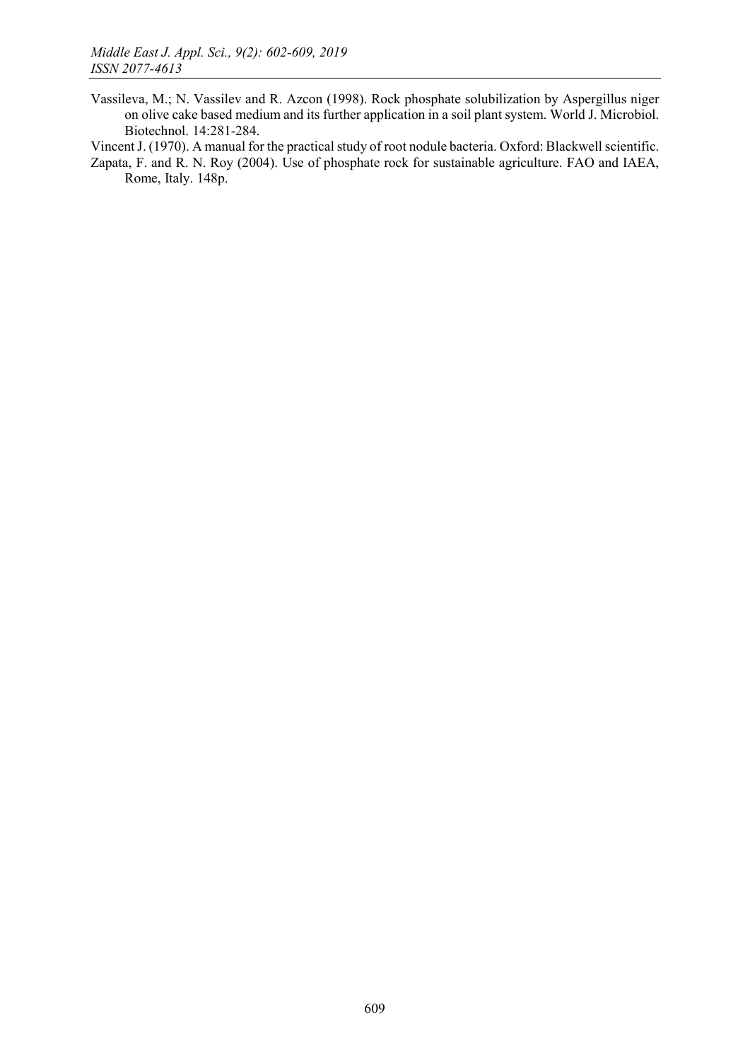Vassileva, M.; N. Vassilev and R. Azcon (1998). Rock phosphate solubilization by Aspergillus niger on olive cake based medium and its further application in a soil plant system. World J. Microbiol. Biotechnol. 14:281-284.

Vincent J. (1970). A manual for the practical study of root nodule bacteria. Oxford: Blackwell scientific.

Zapata, F. and R. N. Roy (2004). Use of phosphate rock for sustainable agriculture. FAO and IAEA, Rome, Italy. 148p.